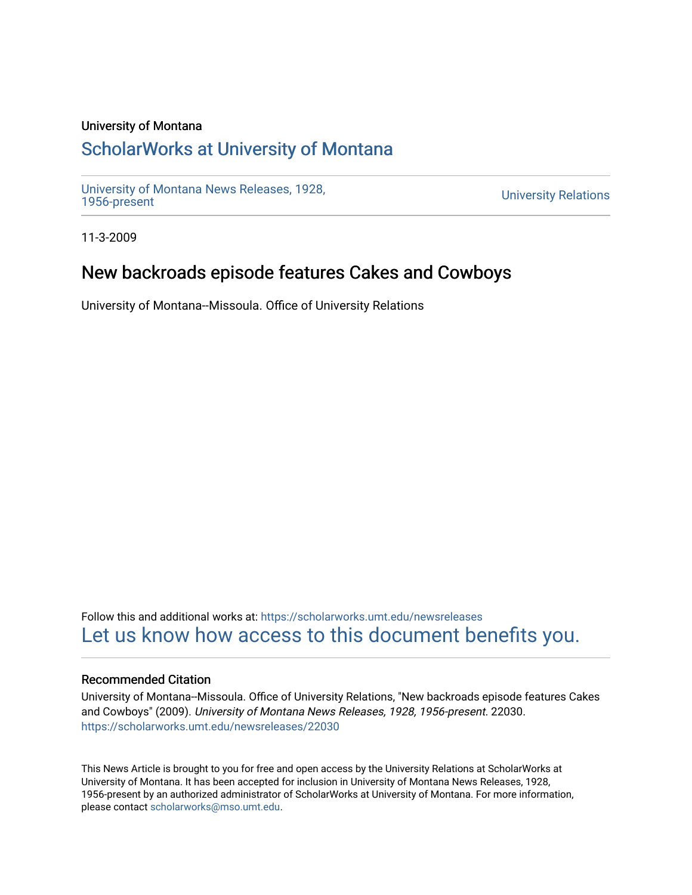University of Montana

# ScholarWorks at University of Montana

University of Montana News Releases, 1928, 1956-present

University Relations

11-3-2009

## New backroads episode features Cakes and Cowboys

University of Montana--Missoula. Office of University Relations

Follow this and additional works at: https://scholarworks.umt.edu/newsreleases

Let us know how access to this document benefits you.

### Recommended Citation

University of Montana--Missoula. Office of University Relations, "New backroads episode features Cakes and Cowboys" (2009). *University of Montana News Releases, 1928, 1956-present*. 22030.
https://scholarworks.umt.edu/newsreleases/22030

This News Article is brought to you for free and open access by the University Relations at ScholarWorks at University of Montana. It has been accepted for inclusion in University of Montana News Releases, 1928, 1956-present by an authorized administrator of ScholarWorks at University of Montana. For more information, please contact scholarworks@mso.umt.edu.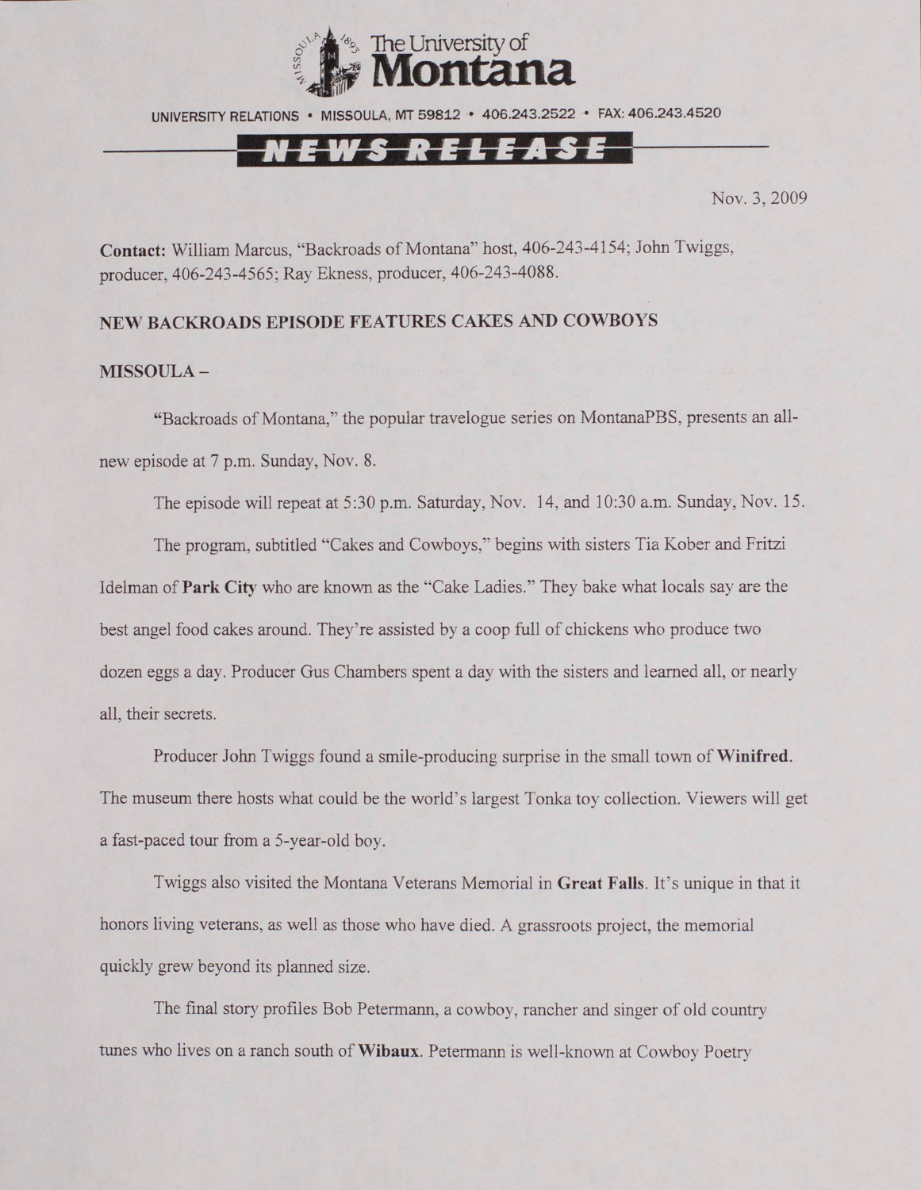# The University of Montana

UNIVERSITY RELATIONS • MISSOULA, MT 59812 • 406.243.2522 • FAX: 406.243.4520

## NEWS RELEASE

Nov. 3, 2009

**Contact:** William Marcus, "Backroads of Montana" host, 406-243-4154; John Twiggs, producer, 406-243-4565; Ray Ekness, producer, 406-243-4088.

**NEW BACKROADS EPISODE FEATURES CAKES AND COWBOYS**

**MISSOULA –**

"Backroads of Montana," the popular travelogue series on MontanaPBS, presents an all-new episode at 7 p.m. Sunday, Nov. 8.

The episode will repeat at 5:30 p.m. Saturday, Nov. 14, and 10:30 a.m. Sunday, Nov. 15.

The program, subtitled "Cakes and Cowboys," begins with sisters Tia Kober and Fritzi Idelman of **Park City** who are known as the "Cake Ladies." They bake what locals say are the best angel food cakes around. They're assisted by a coop full of chickens who produce two dozen eggs a day. Producer Gus Chambers spent a day with the sisters and learned all, or nearly all, their secrets.

Producer John Twiggs found a smile-producing surprise in the small town of **Winifred**. The museum there hosts what could be the world's largest Tonka toy collection. Viewers will get a fast-paced tour from a 5-year-old boy.

Twiggs also visited the Montana Veterans Memorial in **Great Falls**. It's unique in that it honors living veterans, as well as those who have died. A grassroots project, the memorial quickly grew beyond its planned size.

The final story profiles Bob Petermann, a cowboy, rancher and singer of old country tunes who lives on a ranch south of **Wibaux**. Petermann is well-known at Cowboy Poetry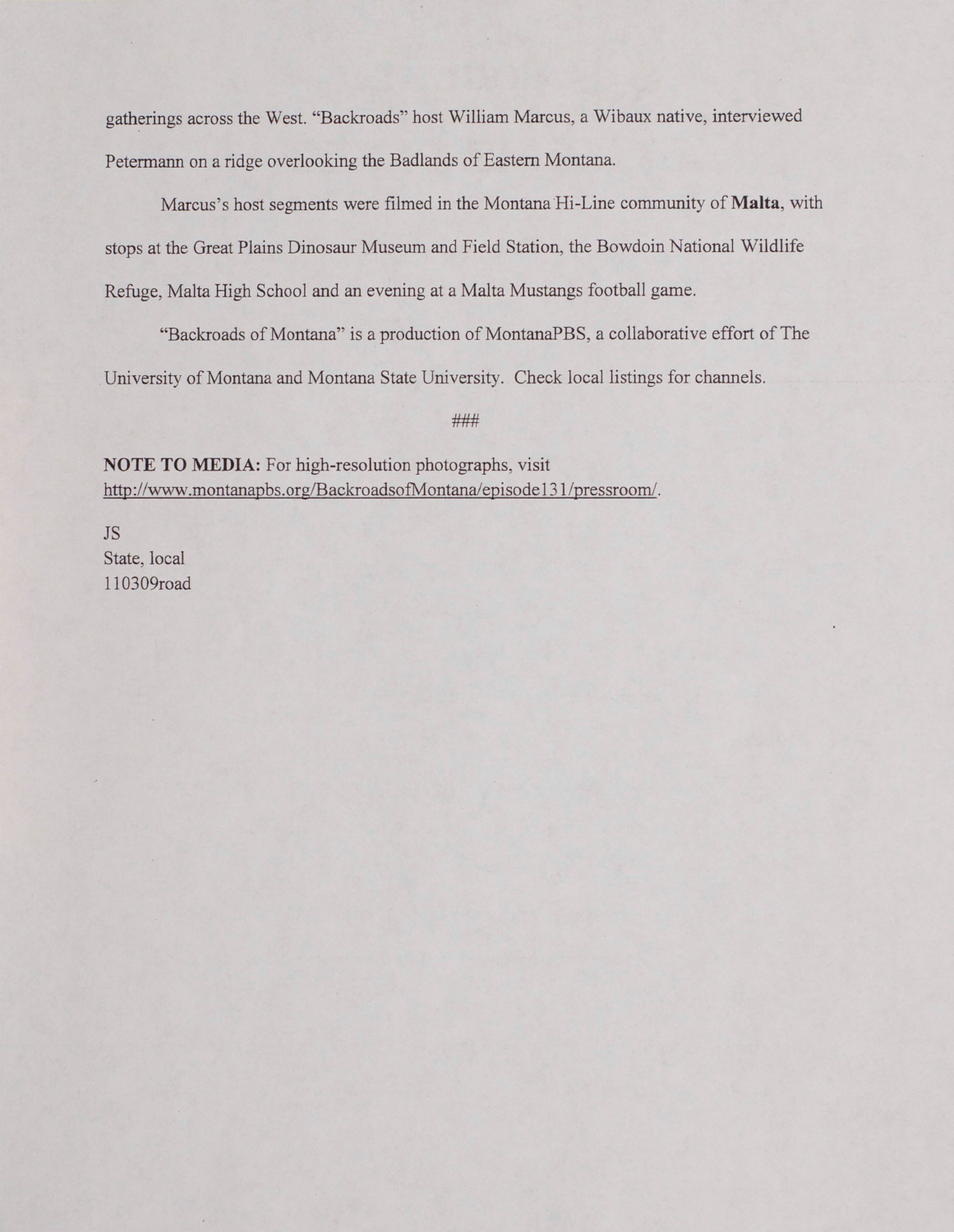gatherings across the West. "Backroads" host William Marcus, a Wibaux native, interviewed Petermann on a ridge overlooking the Badlands of Eastern Montana.

Marcus's host segments were filmed in the Montana Hi-Line community of **Malta**, with stops at the Great Plains Dinosaur Museum and Field Station, the Bowdoin National Wildlife Refuge, Malta High School and an evening at a Malta Mustangs football game.

"Backroads of Montana" is a production of MontanaPBS, a collaborative effort of The University of Montana and Montana State University. Check local listings for channels.

###

**NOTE TO MEDIA:** For high-resolution photographs, visit http://www.montanapbs.org/BackroadsofMontana/episode131/pressroom/.

JS
State, local
110309road